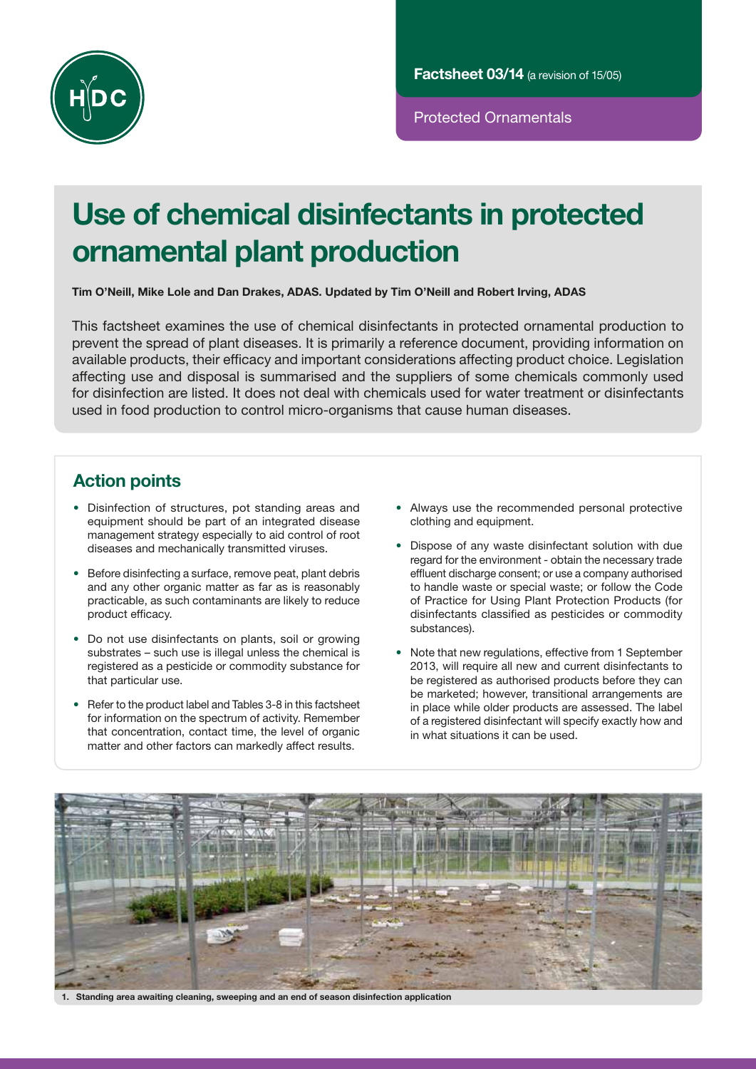Factsheet 03/14 (a revision of 15/05)

Protected Ornamentals

# Use of chemical disinfectants in protected ornamental plant production

**Tim O'Neill, Mike Lole and Dan Drakes, ADAS. Updated by Tim O'Neill and Robert Irving, ADAS**

This factsheet examines the use of chemical disinfectants in protected ornamental production to prevent the spread of plant diseases. It is primarily a reference document, providing information on available products, their efficacy and important considerations affecting product choice. Legislation affecting use and disposal is summarised and the suppliers of some chemicals commonly used for disinfection are listed. It does not deal with chemicals used for water treatment or disinfectants used in food production to control micro-organisms that cause human diseases.

## Action points

- Disinfection of structures, pot standing areas and equipment should be part of an integrated disease management strategy especially to aid control of root diseases and mechanically transmitted viruses.
- Before disinfecting a surface, remove peat, plant debris and any other organic matter as far as is reasonably practicable, as such contaminants are likely to reduce product efficacy.
- Do not use disinfectants on plants, soil or growing substrates – such use is illegal unless the chemical is registered as a pesticide or commodity substance for that particular use.
- Refer to the product label and Tables 3-8 in this factsheet for information on the spectrum of activity. Remember that concentration, contact time, the level of organic matter and other factors can markedly affect results.
- Always use the recommended personal protective clothing and equipment.
- Dispose of any waste disinfectant solution with due regard for the environment - obtain the necessary trade effluent discharge consent; or use a company authorised to handle waste or special waste; or follow the Code of Practice for Using Plant Protection Products (for disinfectants classified as pesticides or commodity substances).
- Note that new regulations, effective from 1 September 2013, will require all new and current disinfectants to be registered as authorised products before they can be marketed; however, transitional arrangements are in place while older products are assessed. The label of a registered disinfectant will specify exactly how and in what situations it can be used.

1. Standing area awaiting cleaning, sweeping and an end of season disinfection application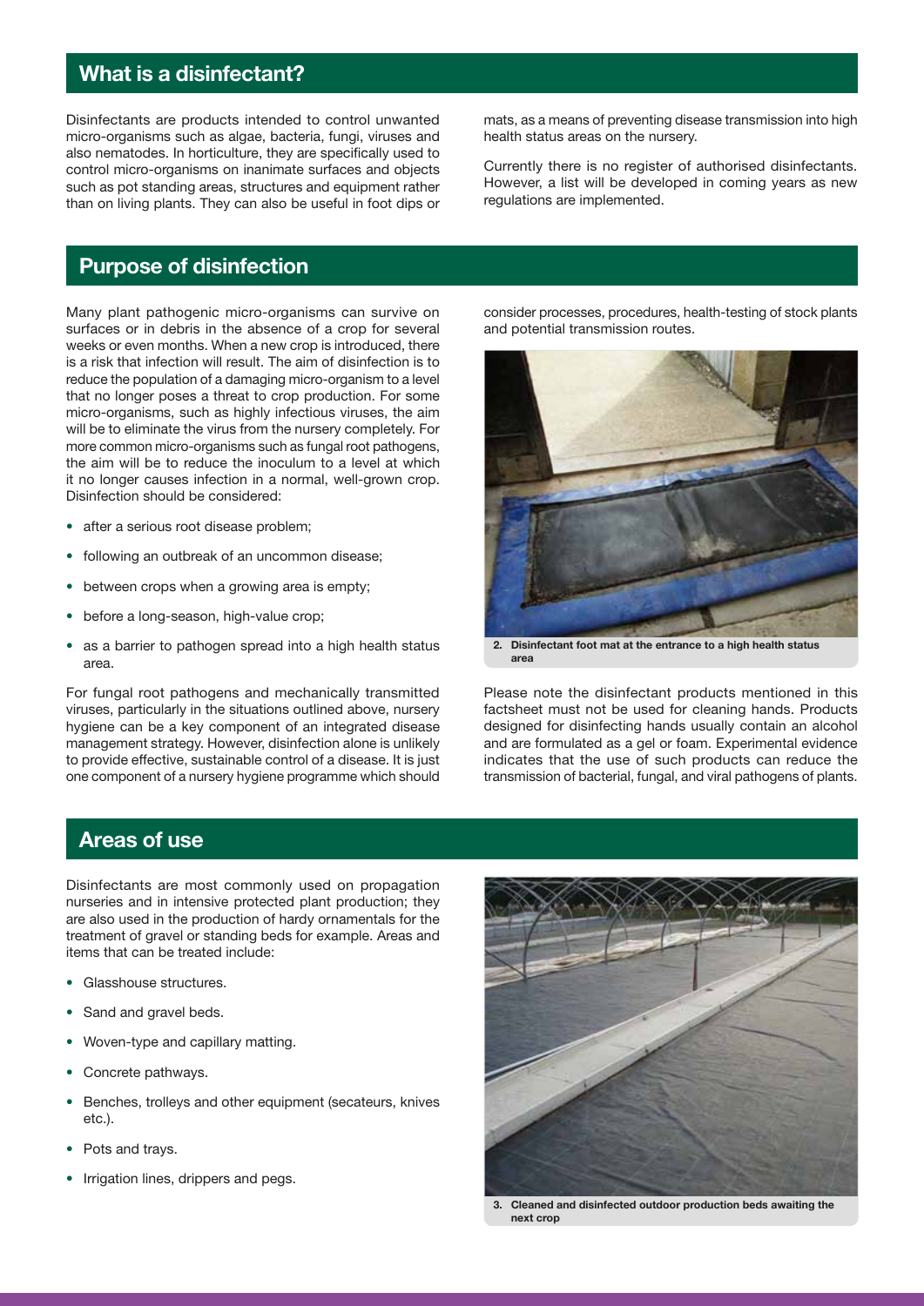## What is a disinfectant?

Disinfectants are products intended to control unwanted micro-organisms such as algae, bacteria, fungi, viruses and also nematodes. In horticulture, they are specifically used to control micro-organisms on inanimate surfaces and objects such as pot standing areas, structures and equipment rather than on living plants. They can also be useful in foot dips or mats, as a means of preventing disease transmission into high health status areas on the nursery.

Currently there is no register of authorised disinfectants. However, a list will be developed in coming years as new regulations are implemented.

## Purpose of disinfection

Many plant pathogenic micro-organisms can survive on surfaces or in debris in the absence of a crop for several weeks or even months. When a new crop is introduced, there is a risk that infection will result. The aim of disinfection is to reduce the population of a damaging micro-organism to a level that no longer poses a threat to crop production. For some micro-organisms, such as highly infectious viruses, the aim will be to eliminate the virus from the nursery completely. For more common micro-organisms such as fungal root pathogens, the aim will be to reduce the inoculum to a level at which it no longer causes infection in a normal, well-grown crop. Disinfection should be considered:

- after a serious root disease problem;
- following an outbreak of an uncommon disease;
- between crops when a growing area is empty;
- before a long-season, high-value crop;
- as a barrier to pathogen spread into a high health status area.

For fungal root pathogens and mechanically transmitted viruses, particularly in the situations outlined above, nursery hygiene can be a key component of an integrated disease management strategy. However, disinfection alone is unlikely to provide effective, sustainable control of a disease. It is just one component of a nursery hygiene programme which should consider processes, procedures, health-testing of stock plants and potential transmission routes.

**2. Disinfectant foot mat at the entrance to a high health status area**

Please note the disinfectant products mentioned in this factsheet must not be used for cleaning hands. Products designed for disinfecting hands usually contain an alcohol and are formulated as a gel or foam. Experimental evidence indicates that the use of such products can reduce the transmission of bacterial, fungal, and viral pathogens of plants.

## Areas of use

Disinfectants are most commonly used on propagation nurseries and in intensive protected plant production; they are also used in the production of hardy ornamentals for the treatment of gravel or standing beds for example. Areas and items that can be treated include:

- Glasshouse structures.
- Sand and gravel beds.
- Woven-type and capillary matting.
- Concrete pathways.
- Benches, trolleys and other equipment (secateurs, knives etc.).
- Pots and trays.
- Irrigation lines, drippers and pegs.

**3. Cleaned and disinfected outdoor production beds awaiting the next crop**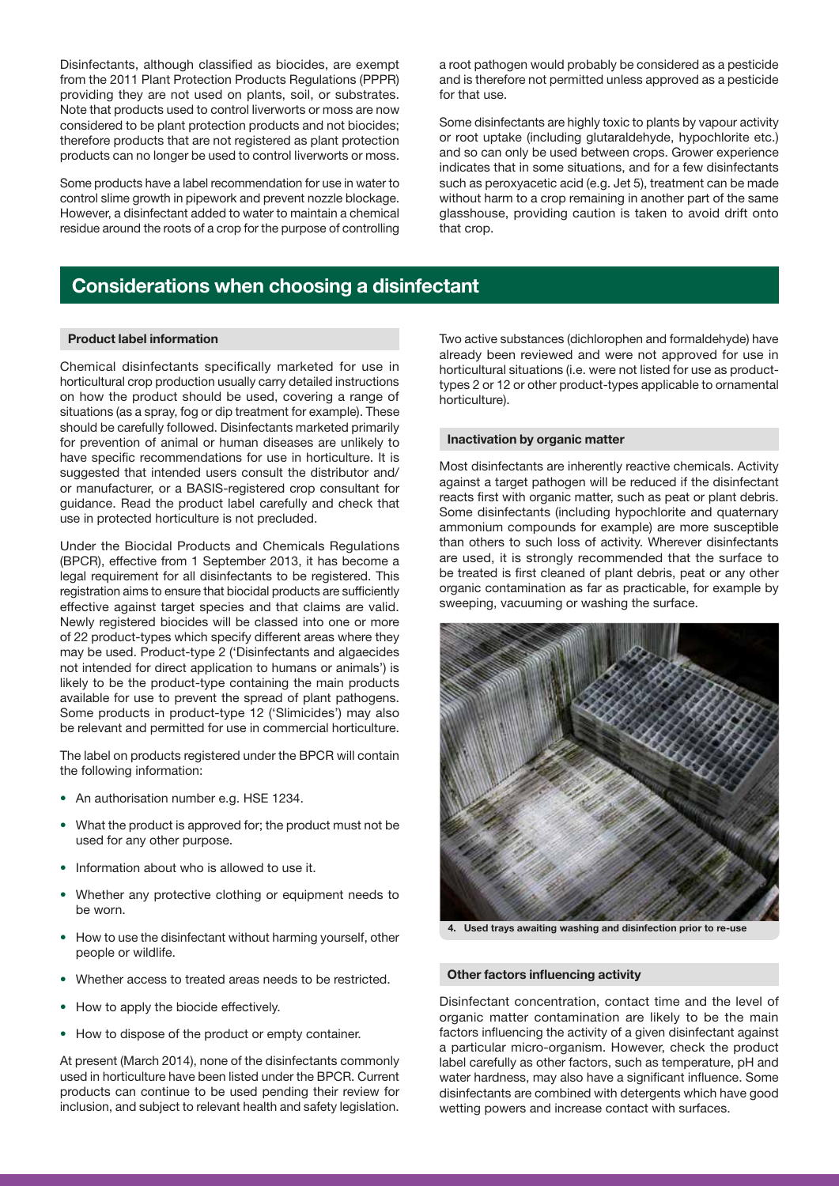Disinfectants, although classified as biocides, are exempt from the 2011 Plant Protection Products Regulations (PPPR) providing they are not used on plants, soil, or substrates. Note that products used to control liverworts or moss are now considered to be plant protection products and not biocides; therefore products that are not registered as plant protection products can no longer be used to control liverworts or moss.

Some products have a label recommendation for use in water to control slime growth in pipework and prevent nozzle blockage. However, a disinfectant added to water to maintain a chemical residue around the roots of a crop for the purpose of controlling a root pathogen would probably be considered as a pesticide and is therefore not permitted unless approved as a pesticide for that use.

Some disinfectants are highly toxic to plants by vapour activity or root uptake (including glutaraldehyde, hypochlorite etc.) and so can only be used between crops. Grower experience indicates that in some situations, and for a few disinfectants such as peroxyacetic acid (e.g. Jet 5), treatment can be made without harm to a crop remaining in another part of the same glasshouse, providing caution is taken to avoid drift onto that crop.

## Considerations when choosing a disinfectant

### Product label information

Chemical disinfectants specifically marketed for use in horticultural crop production usually carry detailed instructions on how the product should be used, covering a range of situations (as a spray, fog or dip treatment for example). These should be carefully followed. Disinfectants marketed primarily for prevention of animal or human diseases are unlikely to have specific recommendations for use in horticulture. It is suggested that intended users consult the distributor and/or manufacturer, or a BASIS-registered crop consultant for guidance. Read the product label carefully and check that use in protected horticulture is not precluded.

Under the Biocidal Products and Chemicals Regulations (BPCR), effective from 1 September 2013, it has become a legal requirement for all disinfectants to be registered. This registration aims to ensure that biocidal products are sufficiently effective against target species and that claims are valid. Newly registered biocides will be classed into one or more of 22 product-types which specify different areas where they may be used. Product-type 2 ('Disinfectants and algaecides not intended for direct application to humans or animals') is likely to be the product-type containing the main products available for use to prevent the spread of plant pathogens. Some products in product-type 12 ('Slimicides') may also be relevant and permitted for use in commercial horticulture.

The label on products registered under the BPCR will contain the following information:

- An authorisation number e.g. HSE 1234.
- What the product is approved for; the product must not be used for any other purpose.
- Information about who is allowed to use it.
- Whether any protective clothing or equipment needs to be worn.
- How to use the disinfectant without harming yourself, other people or wildlife.
- Whether access to treated areas needs to be restricted.
- How to apply the biocide effectively.
- How to dispose of the product or empty container.

At present (March 2014), none of the disinfectants commonly used in horticulture have been listed under the BPCR. Current products can continue to be used pending their review for inclusion, and subject to relevant health and safety legislation.

Two active substances (dichlorophen and formaldehyde) have already been reviewed and were not approved for use in horticultural situations (i.e. were not listed for use as product-types 2 or 12 or other product-types applicable to ornamental horticulture).

### Inactivation by organic matter

Most disinfectants are inherently reactive chemicals. Activity against a target pathogen will be reduced if the disinfectant reacts first with organic matter, such as peat or plant debris. Some disinfectants (including hypochlorite and quaternary ammonium compounds for example) are more susceptible than others to such loss of activity. Wherever disinfectants are used, it is strongly recommended that the surface to be treated is first cleaned of plant debris, peat or any other organic contamination as far as practicable, for example by sweeping, vacuuming or washing the surface.

**4. Used trays awaiting washing and disinfection prior to re-use**

### Other factors influencing activity

Disinfectant concentration, contact time and the level of organic matter contamination are likely to be the main factors influencing the activity of a given disinfectant against a particular micro-organism. However, check the product label carefully as other factors, such as temperature, pH and water hardness, may also have a significant influence. Some disinfectants are combined with detergents which have good wetting powers and increase contact with surfaces.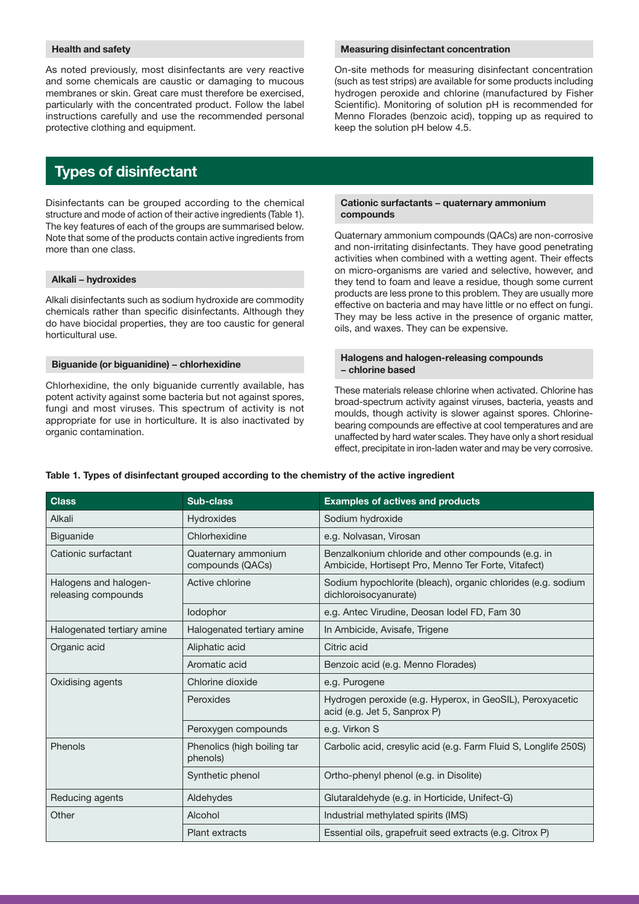### Health and safety

As noted previously, most disinfectants are very reactive and some chemicals are caustic or damaging to mucous membranes or skin. Great care must therefore be exercised, particularly with the concentrated product. Follow the label instructions carefully and use the recommended personal protective clothing and equipment.

### Measuring disinfectant concentration

On-site methods for measuring disinfectant concentration (such as test strips) are available for some products including hydrogen peroxide and chlorine (manufactured by Fisher Scientific). Monitoring of solution pH is recommended for Menno Florades (benzoic acid), topping up as required to keep the solution pH below 4.5.

## Types of disinfectant

Disinfectants can be grouped according to the chemical structure and mode of action of their active ingredients (Table 1). The key features of each of the groups are summarised below. Note that some of the products contain active ingredients from more than one class.

### Alkali – hydroxides

Alkali disinfectants such as sodium hydroxide are commodity chemicals rather than specific disinfectants. Although they do have biocidal properties, they are too caustic for general horticultural use.

### Biguanide (or biguanidine) – chlorhexidine

Chlorhexidine, the only biguanide currently available, has potent activity against some bacteria but not against spores, fungi and most viruses. This spectrum of activity is not appropriate for use in horticulture. It is also inactivated by organic contamination.

### Cationic surfactants – quaternary ammonium compounds

Quaternary ammonium compounds (QACs) are non-corrosive and non-irritating disinfectants. They have good penetrating activities when combined with a wetting agent. Their effects on micro-organisms are varied and selective, however, and they tend to foam and leave a residue, though some current products are less prone to this problem. They are usually more effective on bacteria and may have little or no effect on fungi. They may be less active in the presence of organic matter, oils, and waxes. They can be expensive.

### Halogens and halogen-releasing compounds – chlorine based

These materials release chlorine when activated. Chlorine has broad-spectrum activity against viruses, bacteria, yeasts and moulds, though activity is slower against spores. Chlorine-bearing compounds are effective at cool temperatures and are unaffected by hard water scales. They have only a short residual effect, precipitate in iron-laden water and may be very corrosive.

**Table 1. Types of disinfectant grouped according to the chemistry of the active ingredient**

| Class | Sub-class | Examples of actives and products |
|---|---|---|
| Alkali | Hydroxides | Sodium hydroxide |
| Biguanide | Chlorhexidine | e.g. Nolvasan, Virosan |
| Cationic surfactant | Quaternary ammonium compounds (QACs) | Benzalkonium chloride and other compounds (e.g. in Ambicide, Hortisept Pro, Menno Ter Forte, Vitafect) |
| Halogens and halogen-releasing compounds | Active chlorine | Sodium hypochlorite (bleach), organic chlorides (e.g. sodium dichloroisocyanurate) |
| | Iodophor | e.g. Antec Virudine, Deosan Iodel FD, Fam 30 |
| Halogenated tertiary amine | Halogenated tertiary amine | In Ambicide, Avisafe, Trigene |
| Organic acid | Aliphatic acid | Citric acid |
| | Aromatic acid | Benzoic acid (e.g. Menno Florades) |
| Oxidising agents | Chlorine dioxide | e.g. Purogene |
| | Peroxides | Hydrogen peroxide (e.g. Hyperox, in GeoSIL), Peroxyacetic acid (e.g. Jet 5, Sanprox P) |
| | Peroxygen compounds | e.g. Virkon S |
| Phenols | Phenolics (high boiling tar phenols) | Carbolic acid, cresylic acid (e.g. Farm Fluid S, Longlife 250S) |
| | Synthetic phenol | Ortho-phenyl phenol (e.g. in Disolite) |
| Reducing agents | Aldehydes | Glutaraldehyde (e.g. in Horticide, Unifect-G) |
| Other | Alcohol | Industrial methylated spirits (IMS) |
| | Plant extracts | Essential oils, grapefruit seed extracts (e.g. Citrox P) |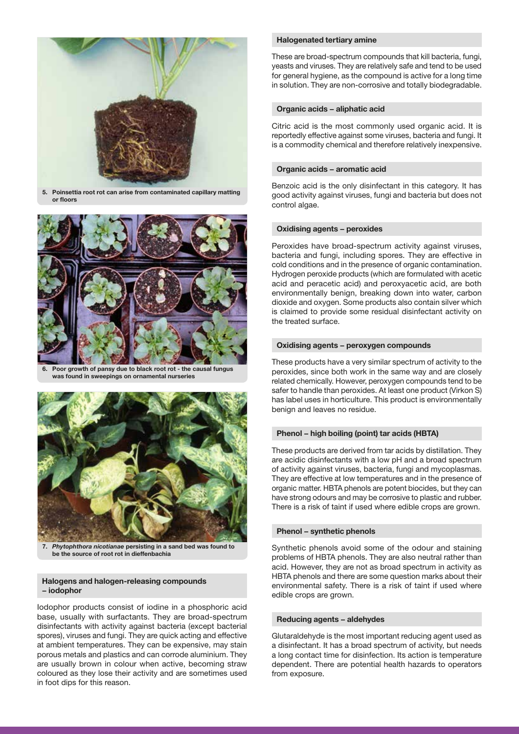5. Poinsettia root rot can arise from contaminated capillary matting or floors

6. Poor growth of pansy due to black root rot - the causal fungus was found in sweepings on ornamental nurseries

7. *Phytophthora nicotianae* persisting in a sand bed was found to be the source of root rot in dieffenbachia

### Halogens and halogen-releasing compounds – iodophor

Iodophor products consist of iodine in a phosphoric acid base, usually with surfactants. They are broad-spectrum disinfectants with activity against bacteria (except bacterial spores), viruses and fungi. They are quick acting and effective at ambient temperatures. They can be expensive, may stain porous metals and plastics and can corrode aluminium. They are usually brown in colour when active, becoming straw coloured as they lose their activity and are sometimes used in foot dips for this reason.

### Halogenated tertiary amine

These are broad-spectrum compounds that kill bacteria, fungi, yeasts and viruses. They are relatively safe and tend to be used for general hygiene, as the compound is active for a long time in solution. They are non-corrosive and totally biodegradable.

### Organic acids – aliphatic acid

Citric acid is the most commonly used organic acid. It is reportedly effective against some viruses, bacteria and fungi. It is a commodity chemical and therefore relatively inexpensive.

### Organic acids – aromatic acid

Benzoic acid is the only disinfectant in this category. It has good activity against viruses, fungi and bacteria but does not control algae.

### Oxidising agents – peroxides

Peroxides have broad-spectrum activity against viruses, bacteria and fungi, including spores. They are effective in cold conditions and in the presence of organic contamination. Hydrogen peroxide products (which are formulated with acetic acid and peracetic acid) and peroxyacetic acid, are both environmentally benign, breaking down into water, carbon dioxide and oxygen. Some products also contain silver which is claimed to provide some residual disinfectant activity on the treated surface.

### Oxidising agents – peroxygen compounds

These products have a very similar spectrum of activity to the peroxides, since both work in the same way and are closely related chemically. However, peroxygen compounds tend to be safer to handle than peroxides. At least one product (Virkon S) has label uses in horticulture. This product is environmentally benign and leaves no residue.

### Phenol – high boiling (point) tar acids (HBTA)

These products are derived from tar acids by distillation. They are acidic disinfectants with a low pH and a broad spectrum of activity against viruses, bacteria, fungi and mycoplasmas. They are effective at low temperatures and in the presence of organic matter. HBTA phenols are potent biocides, but they can have strong odours and may be corrosive to plastic and rubber. There is a risk of taint if used where edible crops are grown.

### Phenol – synthetic phenols

Synthetic phenols avoid some of the odour and staining problems of HBTA phenols. They are also neutral rather than acid. However, they are not as broad spectrum in activity as HBTA phenols and there are some question marks about their environmental safety. There is a risk of taint if used where edible crops are grown.

### Reducing agents – aldehydes

Glutaraldehyde is the most important reducing agent used as a disinfectant. It has a broad spectrum of activity, but needs a long contact time for disinfection. Its action is temperature dependent. There are potential health hazards to operators from exposure.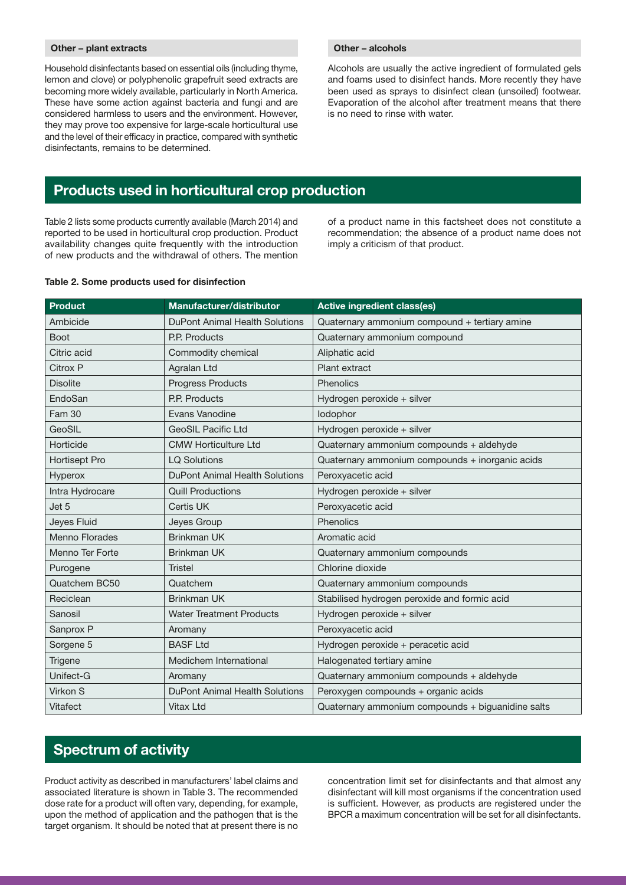### Other – plant extracts

Household disinfectants based on essential oils (including thyme, lemon and clove) or polyphenolic grapefruit seed extracts are becoming more widely available, particularly in North America. These have some action against bacteria and fungi and are considered harmless to users and the environment. However, they may prove too expensive for large-scale horticultural use and the level of their efficacy in practice, compared with synthetic disinfectants, remains to be determined.

### Other – alcohols

Alcohols are usually the active ingredient of formulated gels and foams used to disinfect hands. More recently they have been used as sprays to disinfect clean (unsoiled) footwear. Evaporation of the alcohol after treatment means that there is no need to rinse with water.

## Products used in horticultural crop production

Table 2 lists some products currently available (March 2014) and reported to be used in horticultural crop production. Product availability changes quite frequently with the introduction of new products and the withdrawal of others. The mention of a product name in this factsheet does not constitute a recommendation; the absence of a product name does not imply a criticism of that product.

**Table 2. Some products used for disinfection**

| Product | Manufacturer/distributor | Active ingredient class(es) |
|---|---|---|
| Ambicide | DuPont Animal Health Solutions | Quaternary ammonium compound + tertiary amine |
| Boot | P.P. Products | Quaternary ammonium compound |
| Citric acid | Commodity chemical | Aliphatic acid |
| Citrox P | Agralan Ltd | Plant extract |
| Disolite | Progress Products | Phenolics |
| EndoSan | P.P. Products | Hydrogen peroxide + silver |
| Fam 30 | Evans Vanodine | Iodophor |
| GeoSIL | GeoSIL Pacific Ltd | Hydrogen peroxide + silver |
| Horticide | CMW Horticulture Ltd | Quaternary ammonium compounds + aldehyde |
| Hortisept Pro | LQ Solutions | Quaternary ammonium compounds + inorganic acids |
| Hyperox | DuPont Animal Health Solutions | Peroxyacetic acid |
| Intra Hydrocare | Quill Productions | Hydrogen peroxide + silver |
| Jet 5 | Certis UK | Peroxyacetic acid |
| Jeyes Fluid | Jeyes Group | Phenolics |
| Menno Florades | Brinkman UK | Aromatic acid |
| Menno Ter Forte | Brinkman UK | Quaternary ammonium compounds |
| Purogene | Tristel | Chlorine dioxide |
| Quatchem BC50 | Quatchem | Quaternary ammonium compounds |
| Reciclean | Brinkman UK | Stabilised hydrogen peroxide and formic acid |
| Sanosil | Water Treatment Products | Hydrogen peroxide + silver |
| Sanprox P | Aromany | Peroxyacetic acid |
| Sorgene 5 | BASF Ltd | Hydrogen peroxide + peracetic acid |
| Trigene | Medichem International | Halogenated tertiary amine |
| Unifect-G | Aromany | Quaternary ammonium compounds + aldehyde |
| Virkon S | DuPont Animal Health Solutions | Peroxygen compounds + organic acids |
| Vitafect | Vitax Ltd | Quaternary ammonium compounds + biguanidine salts |

## Spectrum of activity

Product activity as described in manufacturers' label claims and associated literature is shown in Table 3. The recommended dose rate for a product will often vary, depending, for example, upon the method of application and the pathogen that is the target organism. It should be noted that at present there is no concentration limit set for disinfectants and that almost any disinfectant will kill most organisms if the concentration used is sufficient. However, as products are registered under the BPCR a maximum concentration will be set for all disinfectants.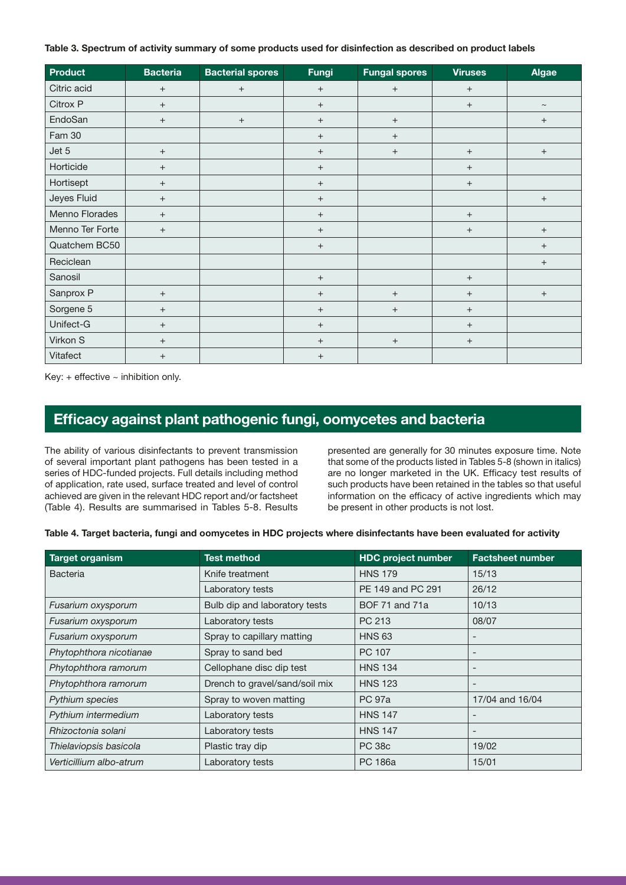**Table 3. Spectrum of activity summary of some products used for disinfection as described on product labels**

| Product | Bacteria | Bacterial spores | Fungi | Fungal spores | Viruses | Algae |
|---|---|---|---|---|---|---|
| Citric acid | + | + | + | + | + | |
| Citrox P | + | | + | | + | ~ |
| EndoSan | + | + | + | + | | + |
| Fam 30 | | | + | + | | |
| Jet 5 | + | | + | + | + | + |
| Horticide | + | | + | | + | |
| Hortisept | + | | + | | + | |
| Jeyes Fluid | + | | + | | | + |
| Menno Florades | + | | + | | + | |
| Menno Ter Forte | + | | + | | + | + |
| Quatchem BC50 | | | + | | | + |
| Reciclean | | | | | | + |
| Sanosil | | | + | | + | |
| Sanprox P | + | | + | + | + | + |
| Sorgene 5 | + | | + | + | + | |
| Unifect-G | + | | + | | + | |
| Virkon S | + | | + | + | + | |
| Vitafect | + | | + | | | |

Key: + effective ~ inhibition only.

## Efficacy against plant pathogenic fungi, oomycetes and bacteria

The ability of various disinfectants to prevent transmission of several important plant pathogens has been tested in a series of HDC-funded projects. Full details including method of application, rate used, surface treated and level of control achieved are given in the relevant HDC report and/or factsheet (Table 4). Results are summarised in Tables 5-8. Results presented are generally for 30 minutes exposure time. Note that some of the products listed in Tables 5-8 (shown in italics) are no longer marketed in the UK. Efficacy test results of such products have been retained in the tables so that useful information on the efficacy of active ingredients which may be present in other products is not lost.

**Table 4. Target bacteria, fungi and oomycetes in HDC projects where disinfectants have been evaluated for activity**

| Target organism | Test method | HDC project number | Factsheet number |
|---|---|---|---|
| Bacteria | Knife treatment | HNS 179 | 15/13 |
| | Laboratory tests | PE 149 and PC 291 | 26/12 |
| *Fusarium oxysporum* | Bulb dip and laboratory tests | BOF 71 and 71a | 10/13 |
| *Fusarium oxysporum* | Laboratory tests | PC 213 | 08/07 |
| *Fusarium oxysporum* | Spray to capillary matting | HNS 63 | - |
| *Phytophthora nicotianae* | Spray to sand bed | PC 107 | - |
| *Phytophthora ramorum* | Cellophane disc dip test | HNS 134 | - |
| *Phytophthora ramorum* | Drench to gravel/sand/soil mix | HNS 123 | - |
| *Pythium species* | Spray to woven matting | PC 97a | 17/04 and 16/04 |
| *Pythium intermedium* | Laboratory tests | HNS 147 | - |
| *Rhizoctonia solani* | Laboratory tests | HNS 147 | - |
| *Thielaviopsis basicola* | Plastic tray dip | PC 38c | 19/02 |
| *Verticillium albo-atrum* | Laboratory tests | PC 186a | 15/01 |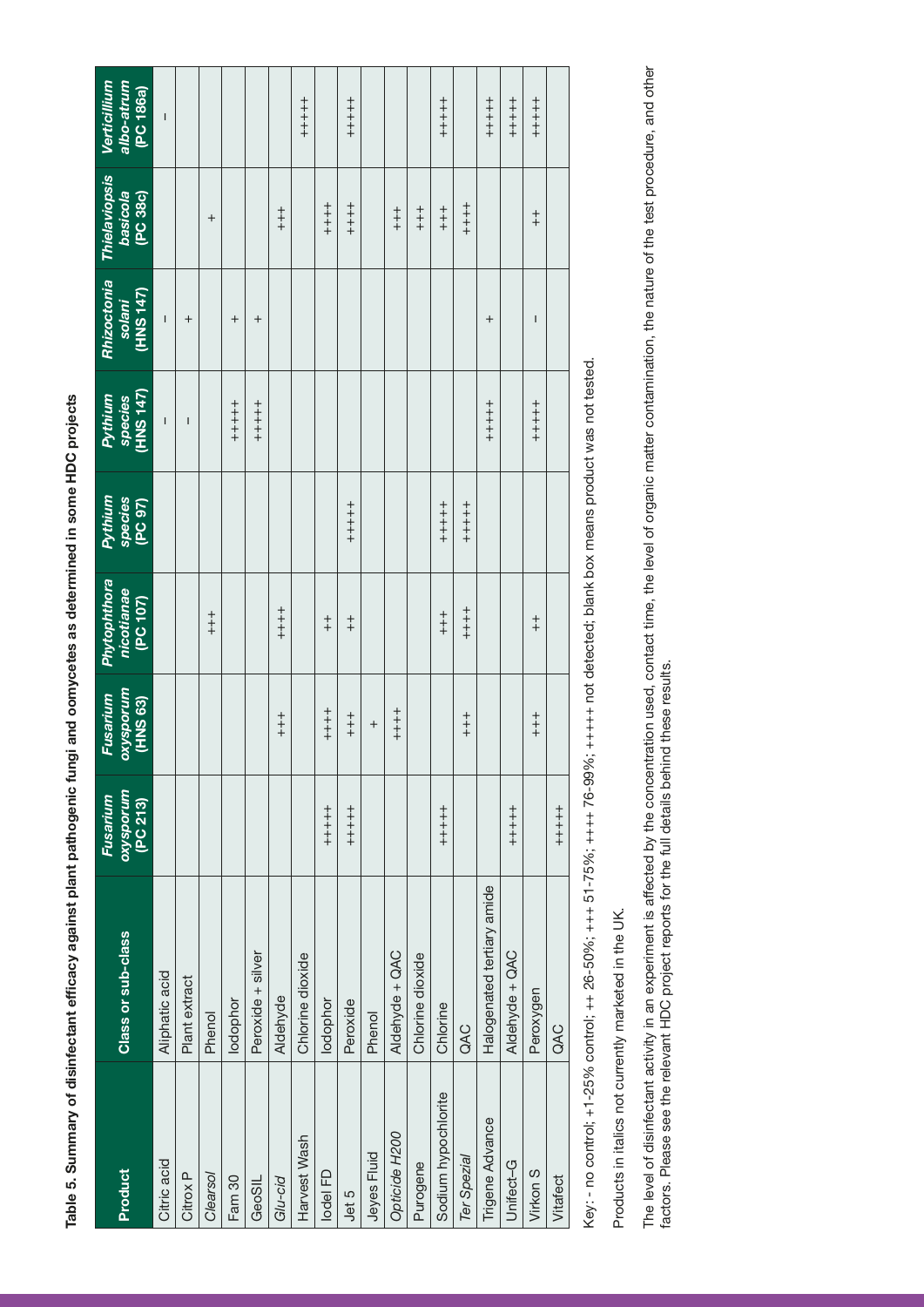**Table 5. Summary of disinfectant efficacy against plant pathogenic fungi and oomycetes as determined in some HDC projects**

| Product | Class or sub-class | *Fusarium oxysporum* (PC 213) | *Fusarium oxysporum* (HNS 63) | *Phytophthora nicotianae* (PC 107) | *Pythium species* (PC 97) | *Pythium species* (HNS 147) | *Rhizoctonia solani* (HNS 147) | *Thielaviopsis basicola* (PC 38c) | *Verticillium albo-atrum* (PC 186a) |
|---|---|---|---|---|---|---|---|---|---|
| Citric acid | Aliphatic acid | | | | | – | – | | – |
| Citrox P | Plant extract | | | | | – | + | | |
| *Clearsol* | Phenol | | | +++ | | | | + | |
| Fam 30 | Iodophor | | | | | +++++ | + | | |
| GeoSIL | Peroxide + silver | | | | | +++++ | + | | |
| *Glu-cid* | Aldehyde | | +++ | ++++ | | | | +++ | |
| Harvest Wash | Chlorine dioxide | | | | | | | | +++++ |
| Iodel FD | Iodophor | +++++ | ++++ | ++ | | | | ++++ | |
| Jet 5 | Peroxide | +++++ | +++ | ++ | +++++ | | | ++++ | +++++ |
| Jeyes Fluid | Phenol | | + | | | | | | |
| *Opticide H200* | Aldehyde + QAC | | ++++ | | | | | +++ | |
| Purogene | Chlorine dioxide | | | | | | | +++ | |
| Sodium hypochlorite | Chlorine | +++++ | | +++ | +++++ | | | +++ | +++++ |
| *Ter Spezial* | QAC | | +++ | ++++ | +++++ | | | ++++ | |
| Trigene Advance | Halogenated tertiary amide | | | | | +++++ | + | | +++++ |
| Unifect-G | Aldehyde + QAC | +++++ | | | | | | | +++++ |
| Virkon S | Peroxygen | | +++ | ++ | | +++++ | – | ++ | +++++ |
| Vitafect | QAC | +++++ | | | | | | | |

Key: - no control; +1-25% control; ++ 26-50%; +++ 51-75%; ++++ 76-99%; +++++ not detected; blank box means product was not tested.

Products in italics not currently marketed in the UK.

The level of disinfectant activity in an experiment is affected by the concentration used, contact time, the level of organic matter contamination, the nature of the test procedure, and other factors. Please see the relevant HDC project reports for the full details behind these results.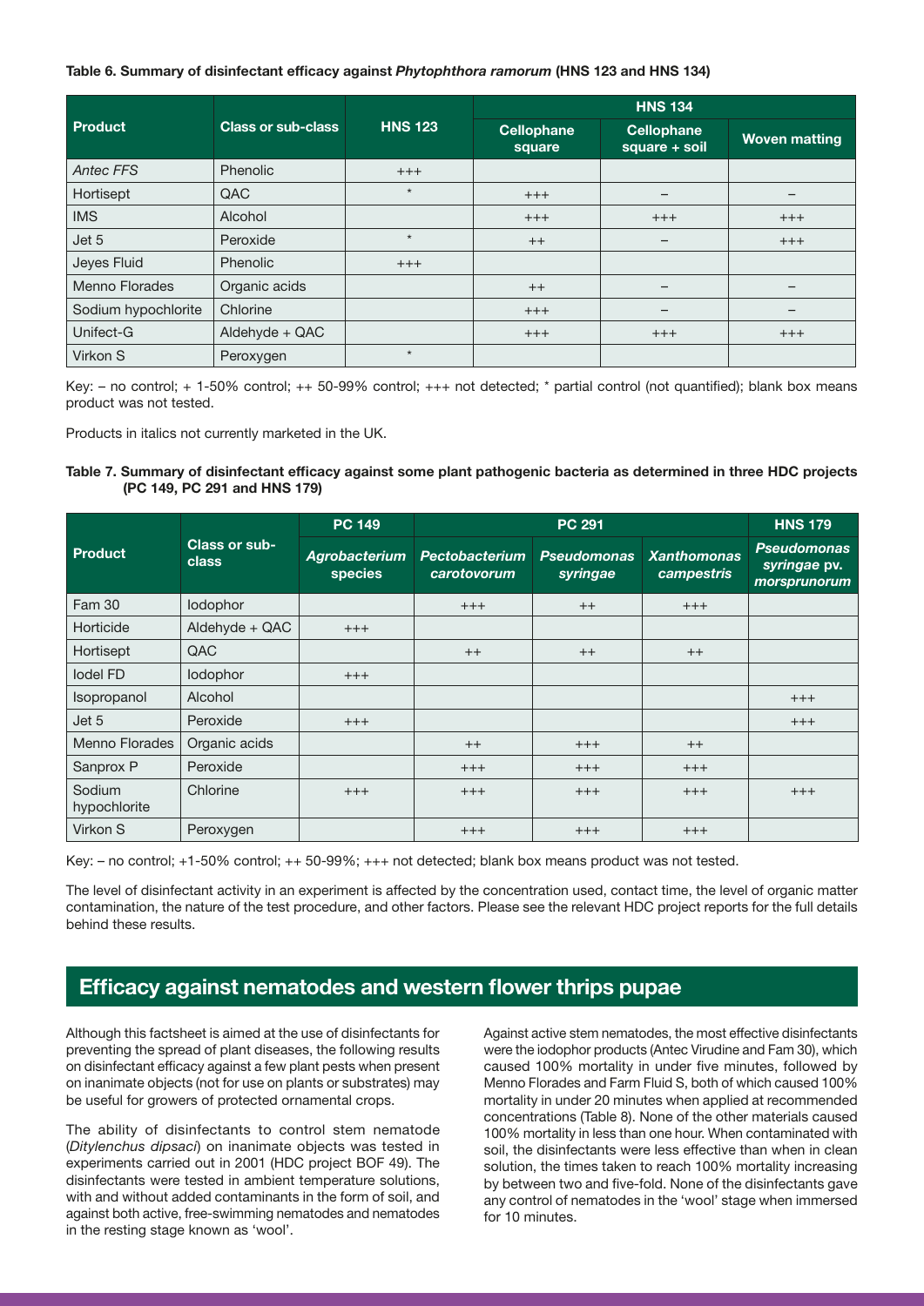**Table 6. Summary of disinfectant efficacy against *Phytophthora ramorum* (HNS 123 and HNS 134)**

| Product | Class or sub-class | HNS 123 | HNS 134 | | |
|---|---|---|---|---|---|
| | | | Cellophane square | Cellophane square + soil | Woven matting |
| *Antec FFS* | Phenolic | +++ | | | |
| Hortisept | QAC | * | +++ | – | – |
| IMS | Alcohol | | +++ | +++ | +++ |
| Jet 5 | Peroxide | * | ++ | – | +++ |
| Jeyes Fluid | Phenolic | +++ | | | |
| Menno Florades | Organic acids | | ++ | – | – |
| Sodium hypochlorite | Chlorine | | +++ | – | – |
| Unifect-G | Aldehyde + QAC | | +++ | +++ | +++ |
| Virkon S | Peroxygen | * | | | |

Key: – no control; + 1-50% control; ++ 50-99% control; +++ not detected; * partial control (not quantified); blank box means product was not tested.

Products in italics not currently marketed in the UK.

**Table 7. Summary of disinfectant efficacy against some plant pathogenic bacteria as determined in three HDC projects (PC 149, PC 291 and HNS 179)**

| Product | Class or sub-class | PC 149 | PC 291 | | | HNS 179 |
|---|---|---|---|---|---|---|
| | | *Agrobacterium* species | *Pectobacterium carotovorum* | *Pseudomonas syringae* | *Xanthomonas campestris* | *Pseudomonas syringae* pv. *morsprunorum* |
| Fam 30 | Iodophor | | +++ | ++ | +++ | |
| Horticide | Aldehyde + QAC | +++ | | | | |
| Hortisept | QAC | | ++ | ++ | ++ | |
| Iodel FD | Iodophor | +++ | | | | |
| Isopropanol | Alcohol | | | | | +++ |
| Jet 5 | Peroxide | +++ | | | | +++ |
| Menno Florades | Organic acids | | ++ | +++ | ++ | |
| Sanprox P | Peroxide | | +++ | +++ | +++ | |
| Sodium hypochlorite | Chlorine | +++ | +++ | +++ | +++ | +++ |
| Virkon S | Peroxygen | | +++ | +++ | +++ | |

Key: – no control; +1-50% control; ++ 50-99%; +++ not detected; blank box means product was not tested.

The level of disinfectant activity in an experiment is affected by the concentration used, contact time, the level of organic matter contamination, the nature of the test procedure, and other factors. Please see the relevant HDC project reports for the full details behind these results.

## Efficacy against nematodes and western flower thrips pupae

Although this factsheet is aimed at the use of disinfectants for preventing the spread of plant diseases, the following results on disinfectant efficacy against a few plant pests when present on inanimate objects (not for use on plants or substrates) may be useful for growers of protected ornamental crops.

The ability of disinfectants to control stem nematode (*Ditylenchus dipsaci*) on inanimate objects was tested in experiments carried out in 2001 (HDC project BOF 49). The disinfectants were tested in ambient temperature solutions, with and without added contaminants in the form of soil, and against both active, free-swimming nematodes and nematodes in the resting stage known as 'wool'.

Against active stem nematodes, the most effective disinfectants were the iodophor products (Antec Virudine and Fam 30), which caused 100% mortality in under five minutes, followed by Menno Florades and Farm Fluid S, both of which caused 100% mortality in under 20 minutes when applied at recommended concentrations (Table 8). None of the other materials caused 100% mortality in less than one hour. When contaminated with soil, the disinfectants were less effective than when in clean solution, the times taken to reach 100% mortality increasing by between two and five-fold. None of the disinfectants gave any control of nematodes in the 'wool' stage when immersed for 10 minutes.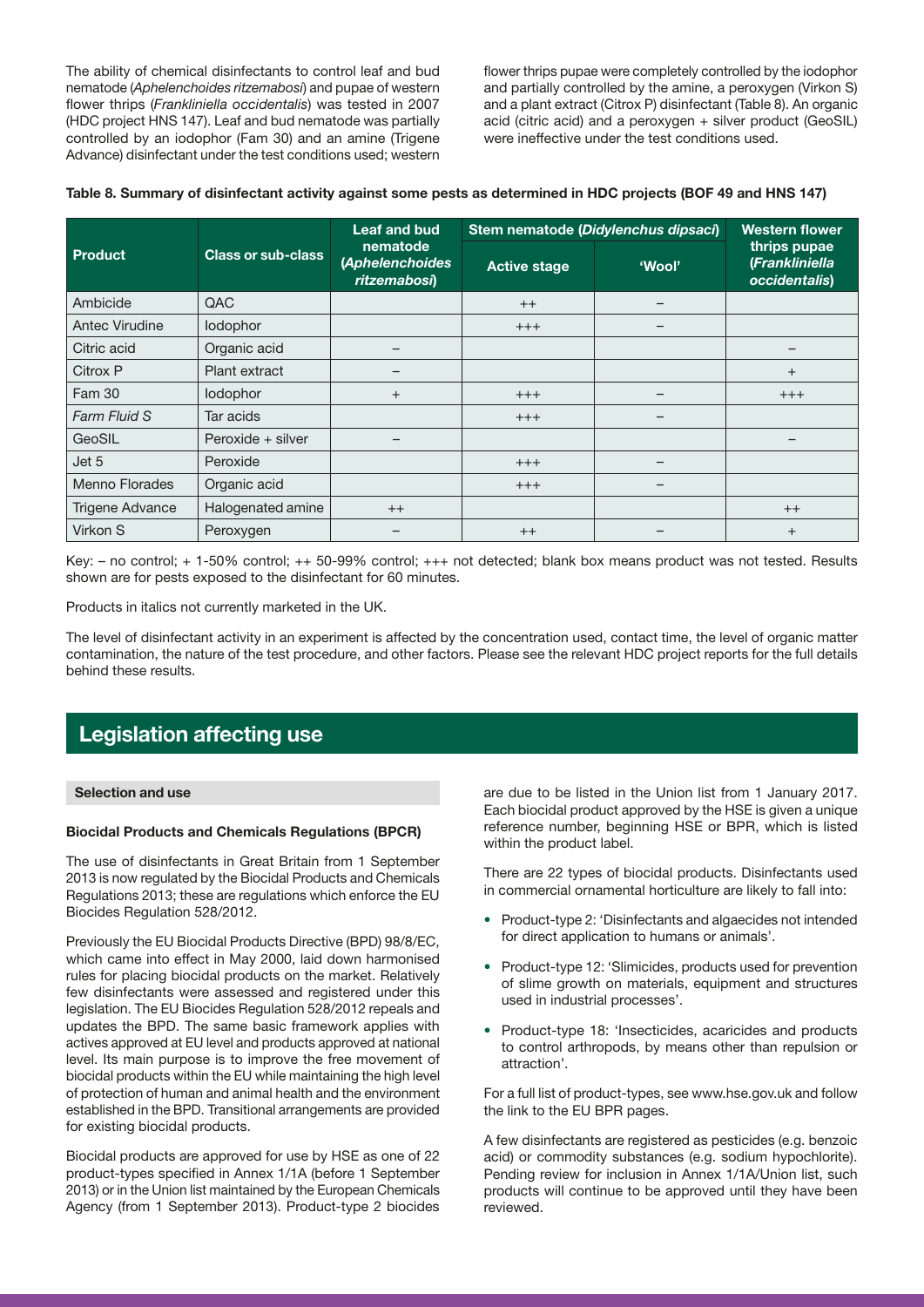The ability of chemical disinfectants to control leaf and bud nematode (*Aphelenchoides ritzemabosi*) and pupae of western flower thrips (*Frankliniella occidentalis*) was tested in 2007 (HDC project HNS 147). Leaf and bud nematode was partially controlled by an iodophor (Fam 30) and an amine (Trigene Advance) disinfectant under the test conditions used; western flower thrips pupae were completely controlled by the iodophor and partially controlled by the amine, a peroxygen (Virkon S) and a plant extract (Citrox P) disinfectant (Table 8). An organic acid (citric acid) and a peroxygen + silver product (GeoSIL) were ineffective under the test conditions used.

**Table 8. Summary of disinfectant activity against some pests as determined in HDC projects (BOF 49 and HNS 147)**

| Product | Class or sub-class | Leaf and bud nematode (*Aphelenchoides ritzemabosi*) | Stem nematode (*Didylenchus dipsaci*) | | Western flower thrips pupae (*Frankliniella occidentalis*) |
|---|---|---|---|---|---|
| | | | Active stage | 'Wool' | |
| Ambicide | QAC | | ++ | – | |
| Antec Virudine | Iodophor | | +++ | – | |
| Citric acid | Organic acid | – | | | – |
| Citrox P | Plant extract | – | | | + |
| Fam 30 | Iodophor | + | +++ | – | +++ |
| *Farm Fluid S* | Tar acids | | +++ | – | |
| GeoSIL | Peroxide + silver | – | | | – |
| Jet 5 | Peroxide | | +++ | – | |
| Menno Florades | Organic acid | | +++ | – | |
| Trigene Advance | Halogenated amine | ++ | | | ++ |
| Virkon S | Peroxygen | – | ++ | – | + |

Key: – no control; + 1-50% control; ++ 50-99% control; +++ not detected; blank box means product was not tested. Results shown are for pests exposed to the disinfectant for 60 minutes.

Products in italics not currently marketed in the UK.

The level of disinfectant activity in an experiment is affected by the concentration used, contact time, the level of organic matter contamination, the nature of the test procedure, and other factors. Please see the relevant HDC project reports for the full details behind these results.

## Legislation affecting use

### Selection and use

#### Biocidal Products and Chemicals Regulations (BPCR)

The use of disinfectants in Great Britain from 1 September 2013 is now regulated by the Biocidal Products and Chemicals Regulations 2013; these are regulations which enforce the EU Biocides Regulation 528/2012.

Previously the EU Biocidal Products Directive (BPD) 98/8/EC, which came into effect in May 2000, laid down harmonised rules for placing biocidal products on the market. Relatively few disinfectants were assessed and registered under this legislation. The EU Biocides Regulation 528/2012 repeals and updates the BPD. The same basic framework applies with actives approved at EU level and products approved at national level. Its main purpose is to improve the free movement of biocidal products within the EU while maintaining the high level of protection of human and animal health and the environment established in the BPD. Transitional arrangements are provided for existing biocidal products.

Biocidal products are approved for use by HSE as one of 22 product-types specified in Annex 1/1A (before 1 September 2013) or in the Union list maintained by the European Chemicals Agency (from 1 September 2013). Product-type 2 biocides are due to be listed in the Union list from 1 January 2017. Each biocidal product approved by the HSE is given a unique reference number, beginning HSE or BPR, which is listed within the product label.

There are 22 types of biocidal products. Disinfectants used in commercial ornamental horticulture are likely to fall into:

- Product-type 2: 'Disinfectants and algaecides not intended for direct application to humans or animals'.
- Product-type 12: 'Slimicides, products used for prevention of slime growth on materials, equipment and structures used in industrial processes'.
- Product-type 18: 'Insecticides, acaricides and products to control arthropods, by means other than repulsion or attraction'.

For a full list of product-types, see www.hse.gov.uk and follow the link to the EU BPR pages.

A few disinfectants are registered as pesticides (e.g. benzoic acid) or commodity substances (e.g. sodium hypochlorite). Pending review for inclusion in Annex 1/1A/Union list, such products will continue to be approved until they have been reviewed.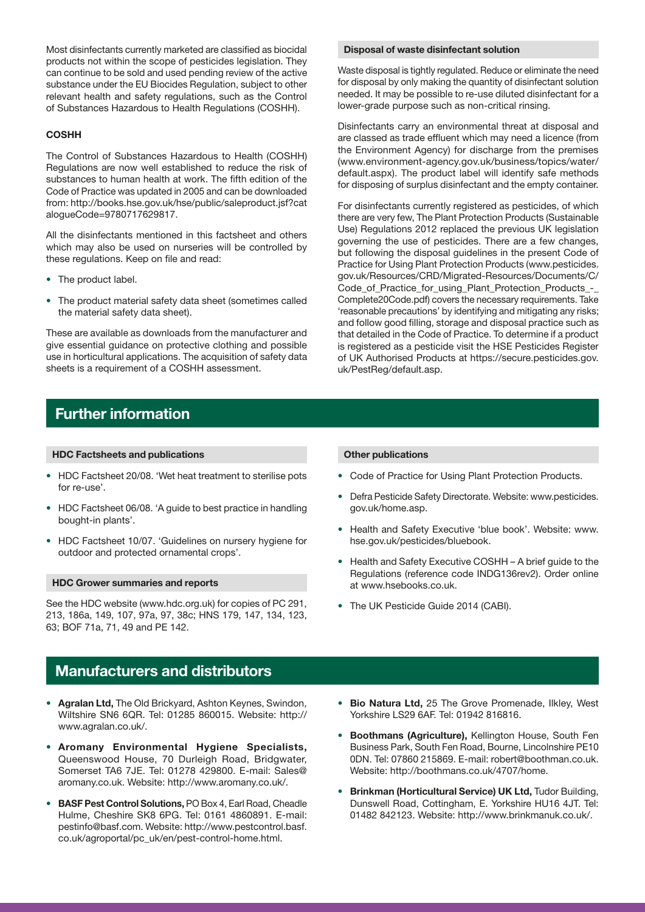Most disinfectants currently marketed are classified as biocidal products not within the scope of pesticides legislation. They can continue to be sold and used pending review of the active substance under the EU Biocides Regulation, subject to other relevant health and safety regulations, such as the Control of Substances Hazardous to Health Regulations (COSHH).

**COSHH**

The Control of Substances Hazardous to Health (COSHH) Regulations are now well established to reduce the risk of substances to human health at work. The fifth edition of the Code of Practice was updated in 2005 and can be downloaded from: http://books.hse.gov.uk/hse/public/saleproduct.jsf?catalogueCode=9780717629817.

All the disinfectants mentioned in this factsheet and others which may also be used on nurseries will be controlled by these regulations. Keep on file and read:

- The product label.
- The product material safety data sheet (sometimes called the material safety data sheet).

These are available as downloads from the manufacturer and give essential guidance on protective clothing and possible use in horticultural applications. The acquisition of safety data sheets is a requirement of a COSHH assessment.

**Disposal of waste disinfectant solution**

Waste disposal is tightly regulated. Reduce or eliminate the need for disposal by only making the quantity of disinfectant solution needed. It may be possible to re-use diluted disinfectant for a lower-grade purpose such as non-critical rinsing.

Disinfectants carry an environmental threat at disposal and are classed as trade effluent which may need a licence (from the Environment Agency) for discharge from the premises (www.environment-agency.gov.uk/business/topics/water/default.aspx). The product label will identify safe methods for disposing of surplus disinfectant and the empty container.

For disinfectants currently registered as pesticides, of which there are very few, The Plant Protection Products (Sustainable Use) Regulations 2012 replaced the previous UK legislation governing the use of pesticides. There are a few changes, but following the disposal guidelines in the present Code of Practice for Using Plant Protection Products (www.pesticides.gov.uk/Resources/CRD/Migrated-Resources/Documents/C/Code_of_Practice_for_using_Plant_Protection_Products_-_Complete20Code.pdf) covers the necessary requirements. Take 'reasonable precautions' by identifying and mitigating any risks; and follow good filling, storage and disposal practice such as that detailed in the Code of Practice. To determine if a product is registered as a pesticide visit the HSE Pesticides Register of UK Authorised Products at https://secure.pesticides.gov.uk/PestReg/default.asp.

## Further information

**HDC Factsheets and publications**

- HDC Factsheet 20/08. 'Wet heat treatment to sterilise pots for re-use'.
- HDC Factsheet 06/08. 'A guide to best practice in handling bought-in plants'.
- HDC Factsheet 10/07. 'Guidelines on nursery hygiene for outdoor and protected ornamental crops'.

**HDC Grower summaries and reports**

See the HDC website (www.hdc.org.uk) for copies of PC 291, 213, 186a, 149, 107, 97a, 97, 38c; HNS 179, 147, 134, 123, 63; BOF 71a, 71, 49 and PE 142.

**Other publications**

- Code of Practice for Using Plant Protection Products.
- Defra Pesticide Safety Directorate. Website: www.pesticides.gov.uk/home.asp.
- Health and Safety Executive 'blue book'. Website: www.hse.gov.uk/pesticides/bluebook.
- Health and Safety Executive COSHH – A brief guide to the Regulations (reference code INDG136rev2). Order online at www.hsebooks.co.uk.
- The UK Pesticide Guide 2014 (CABI).

## Manufacturers and distributors

- **Agralan Ltd,** The Old Brickyard, Ashton Keynes, Swindon, Wiltshire SN6 6QR. Tel: 01285 860015. Website: http://www.agralan.co.uk/.
- **Aromany Environmental Hygiene Specialists,** Queenswood House, 70 Durleigh Road, Bridgwater, Somerset TA6 7JE. Tel: 01278 429800. E-mail: Sales@aromany.co.uk. Website: http://www.aromany.co.uk/.
- **BASF Pest Control Solutions,** PO Box 4, Earl Road, Cheadle Hulme, Cheshire SK8 6PG. Tel: 0161 4860891. E-mail: pestinfo@basf.com. Website: http://www.pestcontrol.basf.co.uk/agroportal/pc_uk/en/pest-control-home.html.
- **Bio Natura Ltd,** 25 The Grove Promenade, Ilkley, West Yorkshire LS29 6AF. Tel: 01942 816816.
- **Boothmans (Agriculture),** Kellington House, South Fen Business Park, South Fen Road, Bourne, Lincolnshire PE10 0DN. Tel: 07860 215869. E-mail: robert@boothman.co.uk. Website: http://boothmans.co.uk/4707/home.
- **Brinkman (Horticultural Service) UK Ltd,** Tudor Building, Dunswell Road, Cottingham, E. Yorkshire HU16 4JT. Tel: 01482 842123. Website: http://www.brinkmanuk.co.uk/.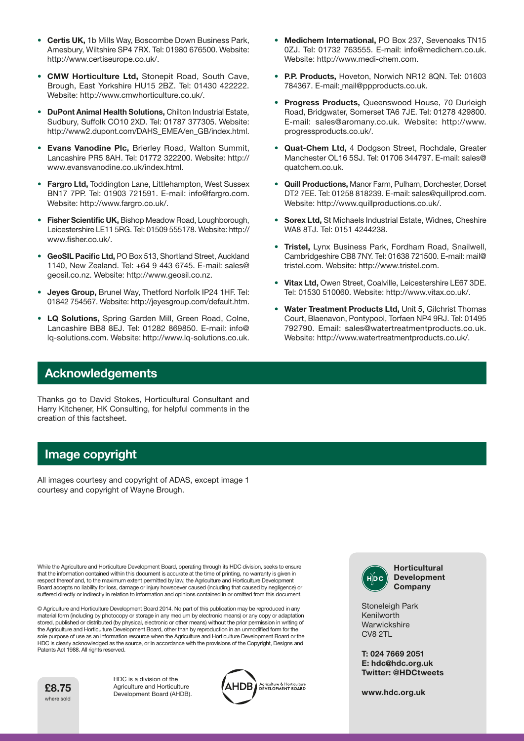- **Certis UK,** 1b Mills Way, Boscombe Down Business Park, Amesbury, Wiltshire SP4 7RX. Tel: 01980 676500. Website: http://www.certiseurope.co.uk/.
- **CMW Horticulture Ltd,** Stonepit Road, South Cave, Brough, East Yorkshire HU15 2BZ. Tel: 01430 422222. Website: http://www.cmwhorticulture.co.uk/.
- **DuPont Animal Health Solutions,** Chilton Industrial Estate, Sudbury, Suffolk CO10 2XD. Tel: 01787 377305. Website: http://www2.dupont.com/DAHS_EMEA/en_GB/index.html.
- **Evans Vanodine Plc,** Brierley Road, Walton Summit, Lancashire PR5 8AH. Tel: 01772 322200. Website: http://www.evansvanodine.co.uk/index.html.
- **Fargro Ltd,** Toddington Lane, Littlehampton, West Sussex BN17 7PP. Tel: 01903 721591. E-mail: info@fargro.com. Website: http://www.fargro.co.uk/.
- **Fisher Scientific UK,** Bishop Meadow Road, Loughborough, Leicestershire LE11 5RG. Tel: 01509 555178. Website: http://www.fisher.co.uk/.
- **GeoSIL Pacific Ltd,** PO Box 513, Shortland Street, Auckland 1140, New Zealand. Tel: +64 9 443 6745. E-mail: sales@geosil.co.nz. Website: http://www.geosil.co.nz.
- **Jeyes Group,** Brunel Way, Thetford Norfolk IP24 1HF. Tel: 01842 754567. Website: http://jeyesgroup.com/default.htm.
- **LQ Solutions,** Spring Garden Mill, Green Road, Colne, Lancashire BB8 8EJ. Tel: 01282 869850. E-mail: info@lq-solutions.com. Website: http://www.lq-solutions.co.uk.
- **Medichem International,** PO Box 237, Sevenoaks TN15 0ZJ. Tel: 01732 763555. E-mail: info@medichem.co.uk. Website: http://www.medi-chem.com.
- **P.P. Products,** Hoveton, Norwich NR12 8QN. Tel: 01603 784367. E-mail: mail@ppproducts.co.uk.
- **Progress Products,** Queenswood House, 70 Durleigh Road, Bridgwater, Somerset TA6 7JE. Tel: 01278 429800. E-mail: sales@aromany.co.uk. Website: http://www.progressproducts.co.uk/.
- **Quat-Chem Ltd,** 4 Dodgson Street, Rochdale, Greater Manchester OL16 5SJ. Tel: 01706 344797. E-mail: sales@quatchem.co.uk.
- **Quill Productions,** Manor Farm, Pulham, Dorchester, Dorset DT2 7EE. Tel: 01258 818239. E-mail: sales@quillprod.com. Website: http://www.quillproductions.co.uk/.
- **Sorex Ltd,** St Michaels Industrial Estate, Widnes, Cheshire WA8 8TJ. Tel: 0151 4244238.
- **Tristel,** Lynx Business Park, Fordham Road, Snailwell, Cambridgeshire CB8 7NY. Tel: 01638 721500. E-mail: mail@tristel.com. Website: http://www.tristel.com.
- **Vitax Ltd,** Owen Street, Coalville, Leicestershire LE67 3DE. Tel: 01530 510060. Website: http://www.vitax.co.uk/.
- **Water Treatment Products Ltd,** Unit 5, Gilchrist Thomas Court, Blaenavon, Pontypool, Torfaen NP4 9RJ. Tel: 01495 792790. Email: sales@watertreatmentproducts.co.uk. Website: http://www.watertreatmentproducts.co.uk/.

## Acknowledgements

Thanks go to David Stokes, Horticultural Consultant and Harry Kitchener, HK Consulting, for helpful comments in the creation of this factsheet.

## Image copyright

All images courtesy and copyright of ADAS, except image 1 courtesy and copyright of Wayne Brough.

While the Agriculture and Horticulture Development Board, operating through its HDC division, seeks to ensure that the information contained within this document is accurate at the time of printing, no warranty is given in respect thereof and, to the maximum extent permitted by law, the Agriculture and Horticulture Development Board accepts no liability for loss, damage or injury howsoever caused (including that caused by negligence) or suffered directly or indirectly in relation to information and opinions contained in or omitted from this document.

© Agriculture and Horticulture Development Board 2014. No part of this publication may be reproduced in any material form (including by photocopy or storage in any medium by electronic means) or any copy or adaptation stored, published or distributed (by physical, electronic or other means) without the prior permission in writing of the Agriculture and Horticulture Development Board, other than by reproduction in an unmodified form for the sole purpose of use as an information resource when the Agriculture and Horticulture Development Board or the HDC is clearly acknowledged as the source, or in accordance with the provisions of the Copyright, Designs and Patents Act 1988. All rights reserved.

**Horticultural Development Company**

Stoneleigh Park
Kenilworth
Warwickshire
CV8 2TL

**T: 024 7669 2051**
**E: hdc@hdc.org.uk**
**Twitter: @HDCtweets**

**www.hdc.org.uk**

**£8.75** where sold

HDC is a division of the Agriculture and Horticulture Development Board (AHDB).

AHDB Agriculture & Horticulture DEVELOPMENT BOARD